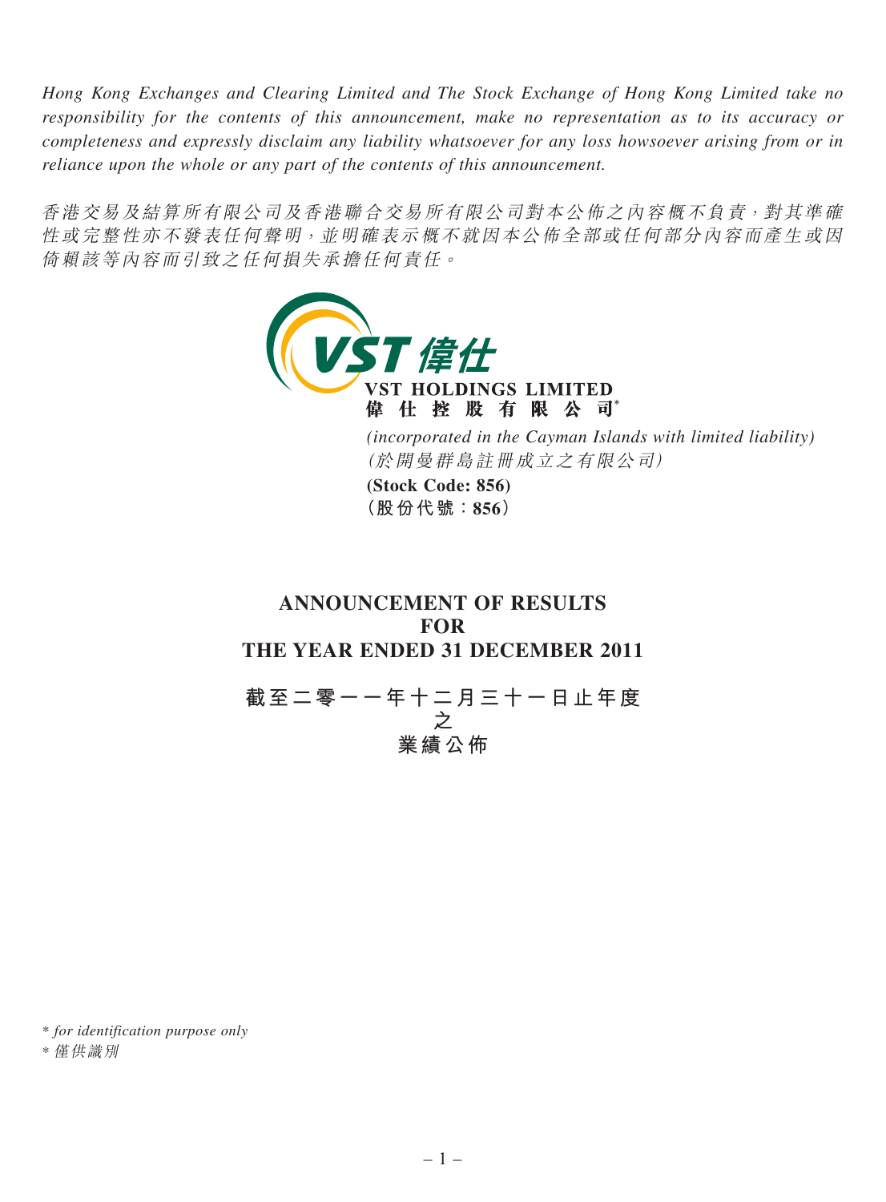*Hong Kong Exchanges and Clearing Limited and The Stock Exchange of Hong Kong Limited take no responsibility for the contents of this announcement, make no representation as to its accuracy or completeness and expressly disclaim any liability whatsoever for any loss howsoever arising from or in reliance upon the whole or any part of the contents of this announcement.*

*香港交易及結算所有限公司及香港聯合交易所有限公司對本公佈之內容概不負責，對其準確性或完整性亦不發表任何聲明，並明確表示概不就因本公佈全部或任何部分內容而產生或因倚賴該等內容而引致之任何損失承擔任何責任。*

**VST HOLDINGS LIMITED**
**偉仕控股有限公司***

*(incorporated in the Cayman Islands with limited liability)*
*(於開曼群島註冊成立之有限公司)*

**(Stock Code: 856)**
**(股份代號：856)**

# ANNOUNCEMENT OF RESULTS FOR THE YEAR ENDED 31 DECEMBER 2011

# 截至二零一一年十二月三十一日止年度之業績公佈

\* *for identification purpose only*
\* *僅供識別*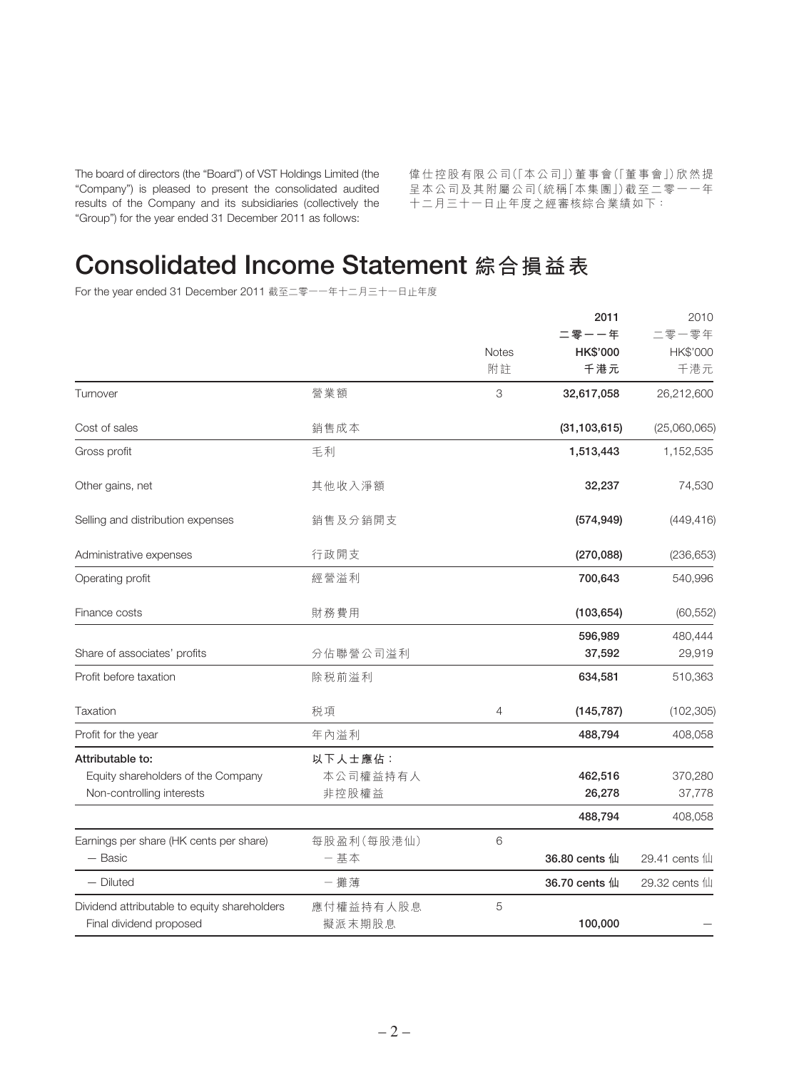The board of directors (the "Board") of VST Holdings Limited (the "Company") is pleased to present the consolidated audited results of the Company and its subsidiaries (collectively the "Group") for the year ended 31 December 2011 as follows:

偉仕控股有限公司(「本公司」)董事會(「董事會」)欣然提呈本公司及其附屬公司(統稱「本集團」)截至二零一一年十二月三十一日止年度之經審核綜合業績如下:

# Consolidated Income Statement 綜合損益表

For the year ended 31 December 2011 截至二零一一年十二月三十一日止年度

| | | Notes 附註 | **2011 二零一一年 HK$'000 千港元** | 2010 二零一零年 HK$'000 千港元 |
|---|---|---|---|---|
| Turnover | 營業額 | 3 | **32,617,058** | 26,212,600 |
| Cost of sales | 銷售成本 | | **(31,103,615)** | (25,060,065) |
| Gross profit | 毛利 | | **1,513,443** | 1,152,535 |
| Other gains, net | 其他收入淨額 | | **32,237** | 74,530 |
| Selling and distribution expenses | 銷售及分銷開支 | | **(574,949)** | (449,416) |
| Administrative expenses | 行政開支 | | **(270,088)** | (236,653) |
| Operating profit | 經營溢利 | | **700,643** | 540,996 |
| Finance costs | 財務費用 | | **(103,654)** | (60,552) |
| | | | **596,989** | 480,444 |
| Share of associates' profits | 分佔聯營公司溢利 | | **37,592** | 29,919 |
| Profit before taxation | 除税前溢利 | | **634,581** | 510,363 |
| Taxation | 税項 | 4 | **(145,787)** | (102,305) |
| Profit for the year | 年內溢利 | | **488,794** | 408,058 |
| **Attributable to:** | **以下人士應佔:** | | | |
| Equity shareholders of the Company | 本公司權益持有人 | | **462,516** | 370,280 |
| Non-controlling interests | 非控股權益 | | **26,278** | 37,778 |
| | | | **488,794** | 408,058 |
| Earnings per share (HK cents per share) | 每股盈利(每股港仙) | 6 | | |
| — Basic | — 基本 | | **36.80 cents 仙** | 29.41 cents 仙 |
| — Diluted | — 攤薄 | | **36.70 cents 仙** | 29.32 cents 仙 |
| Dividend attributable to equity shareholders | 應付權益持有人股息 | 5 | | |
| Final dividend proposed | 擬派末期股息 | | **100,000** | — |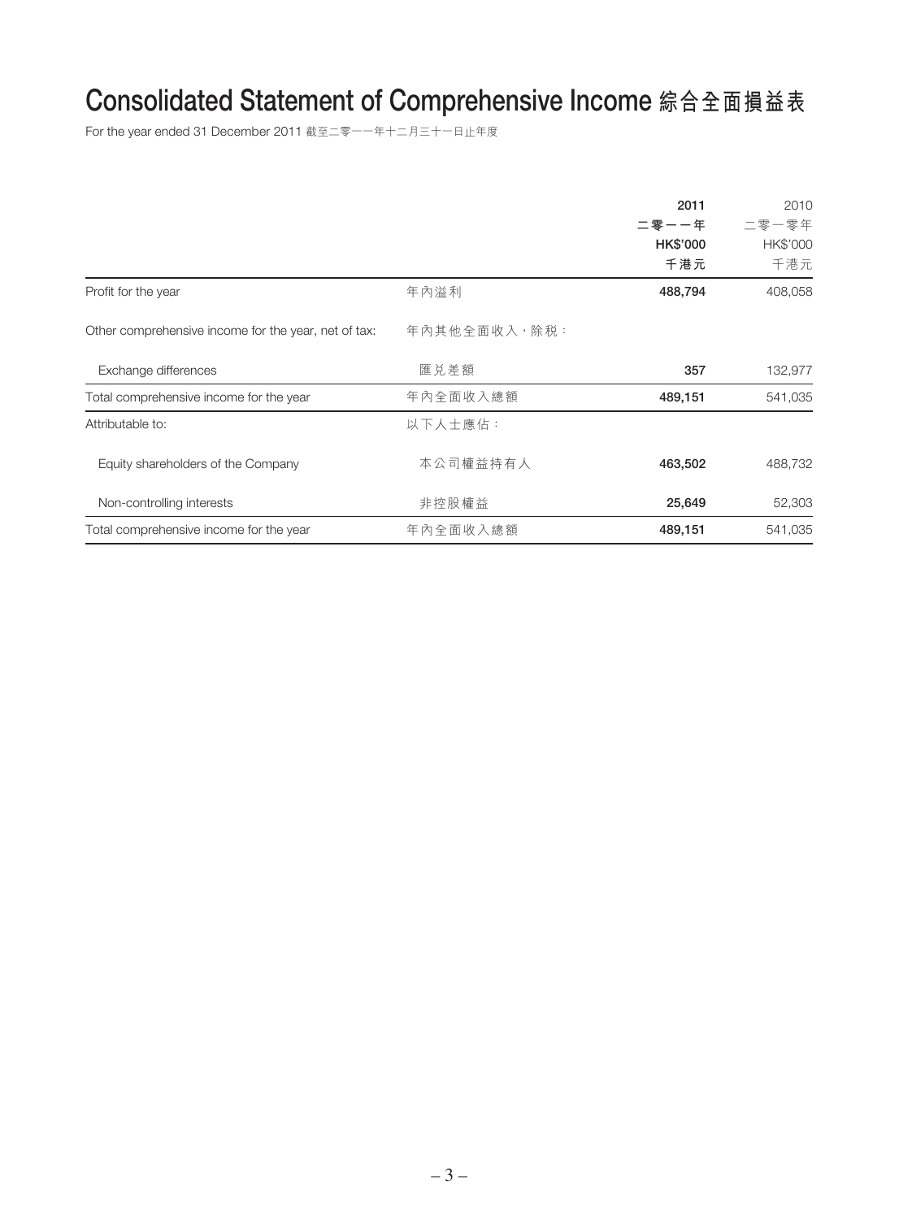# Consolidated Statement of Comprehensive Income 綜合全面損益表

For the year ended 31 December 2011 截至二零一一年十二月三十一日止年度

| | | **2011** | 2010 |
|---|---|---|---|
| | | **二零一一年** | 二零一零年 |
| | | **HK$'000** | HK$'000 |
| | | **千港元** | 千港元 |
| Profit for the year | 年內溢利 | **488,794** | 408,058 |
| Other comprehensive income for the year, net of tax: | 年內其他全面收入，除稅： | | |
| Exchange differences | 匯兌差額 | **357** | 132,977 |
| Total comprehensive income for the year | 年內全面收入總額 | **489,151** | 541,035 |
| Attributable to: | 以下人士應佔： | | |
| Equity shareholders of the Company | 本公司權益持有人 | **463,502** | 488,732 |
| Non-controlling interests | 非控股權益 | **25,649** | 52,303 |
| Total comprehensive income for the year | 年內全面收入總額 | **489,151** | 541,035 |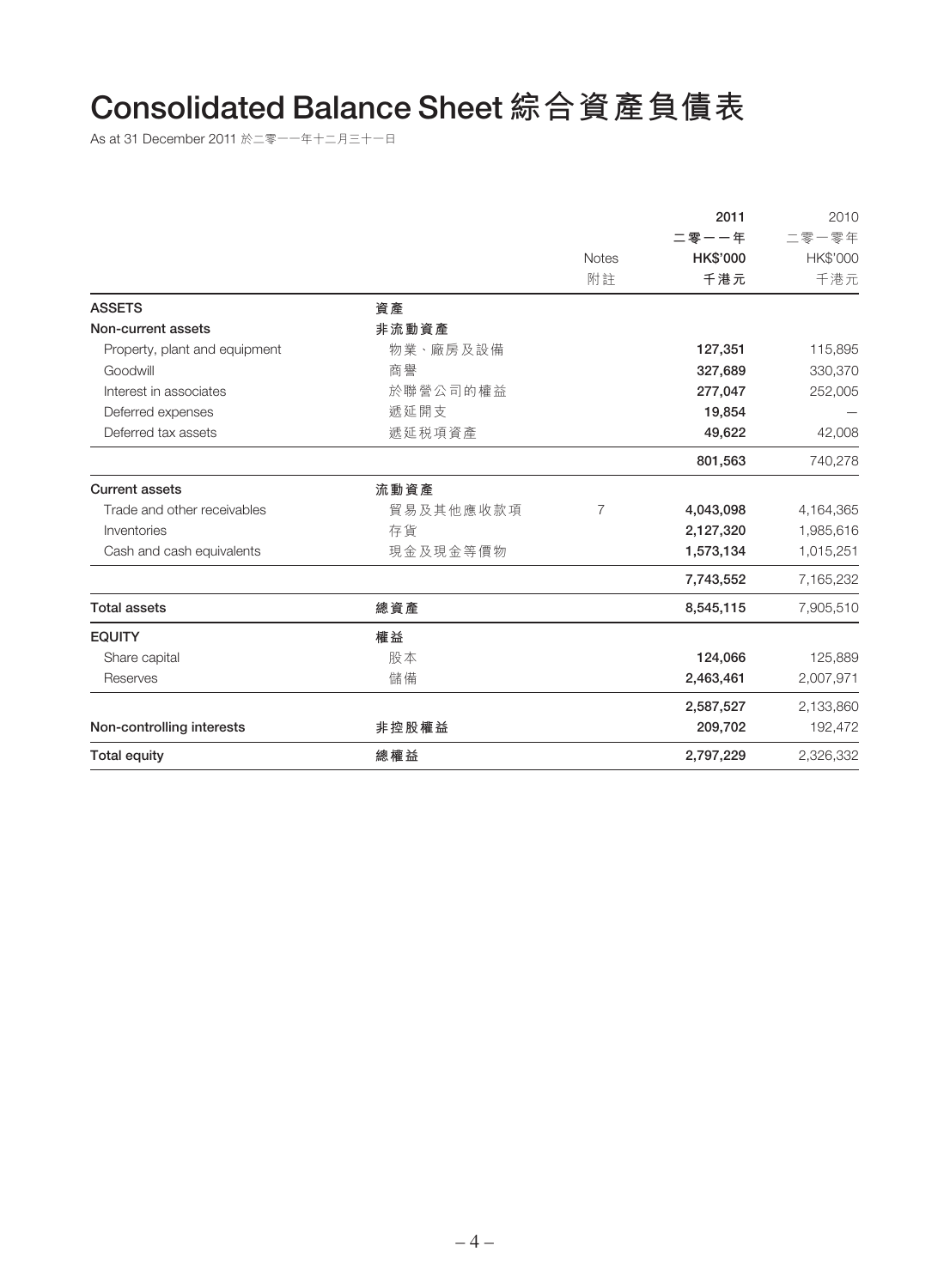# Consolidated Balance Sheet 綜合資產負債表

As at 31 December 2011 於二零一一年十二月三十一日

| | | Notes<br>附註 | 2011<br>二零一一年<br>HK$'000<br>千港元 | 2010<br>二零一零年<br>HK$'000<br>千港元 |
|---|---|---|---|---|
| **ASSETS** | **資產** | | | |
| **Non-current assets** | **非流動資產** | | | |
| Property, plant and equipment | 物業、廠房及設備 | | **127,351** | 115,895 |
| Goodwill | 商譽 | | **327,689** | 330,370 |
| Interest in associates | 於聯營公司的權益 | | **277,047** | 252,005 |
| Deferred expenses | 遞延開支 | | **19,854** | — |
| Deferred tax assets | 遞延税項資產 | | **49,622** | 42,008 |
| | | | **801,563** | 740,278 |
| **Current assets** | **流動資產** | | | |
| Trade and other receivables | 貿易及其他應收款項 | 7 | **4,043,098** | 4,164,365 |
| Inventories | 存貨 | | **2,127,320** | 1,985,616 |
| Cash and cash equivalents | 現金及現金等價物 | | **1,573,134** | 1,015,251 |
| | | | **7,743,552** | 7,165,232 |
| **Total assets** | **總資產** | | **8,545,115** | 7,905,510 |
| **EQUITY** | **權益** | | | |
| Share capital | 股本 | | **124,066** | 125,889 |
| Reserves | 儲備 | | **2,463,461** | 2,007,971 |
| | | | **2,587,527** | 2,133,860 |
| **Non-controlling interests** | **非控股權益** | | **209,702** | 192,472 |
| **Total equity** | **總權益** | | **2,797,229** | 2,326,332 |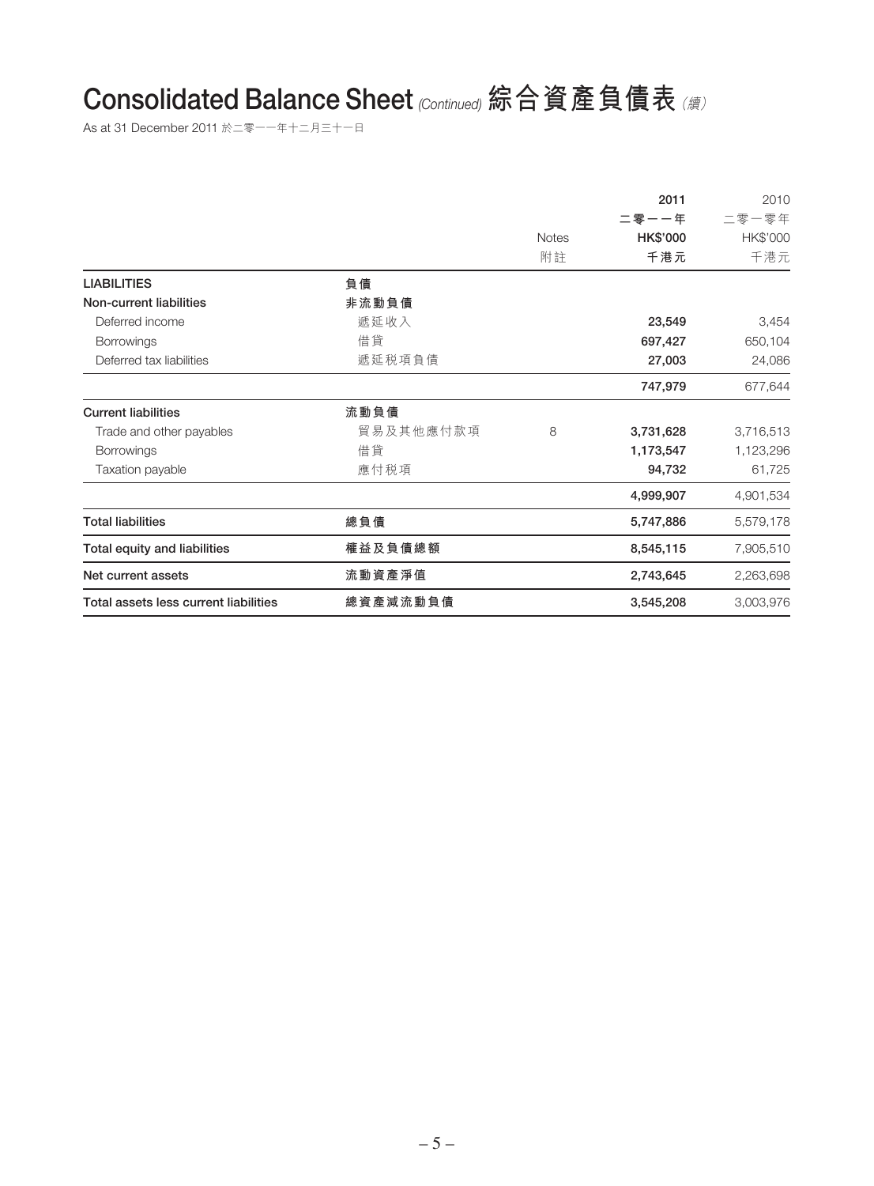# Consolidated Balance Sheet *(Continued)* 綜合資產負債表 *(續)*

As at 31 December 2011 於二零一一年十二月三十一日

| | | Notes<br>附註 | **2011**<br>**二零一一年**<br>**HK$'000**<br>**千港元** | 2010<br>二零一零年<br>HK$'000<br>千港元 |
|---|---|---|---|---|
| **LIABILITIES** | **負債** | | | |
| **Non-current liabilities** | **非流動負債** | | | |
| Deferred income | 遞延收入 | | **23,549** | 3,454 |
| Borrowings | 借貸 | | **697,427** | 650,104 |
| Deferred tax liabilities | 遞延稅項負債 | | **27,003** | 24,086 |
| | | | **747,979** | 677,644 |
| **Current liabilities** | **流動負債** | | | |
| Trade and other payables | 貿易及其他應付款項 | 8 | **3,731,628** | 3,716,513 |
| Borrowings | 借貸 | | **1,173,547** | 1,123,296 |
| Taxation payable | 應付稅項 | | **94,732** | 61,725 |
| | | | **4,999,907** | 4,901,534 |
| **Total liabilities** | **總負債** | | **5,747,886** | 5,579,178 |
| **Total equity and liabilities** | **權益及負債總額** | | **8,545,115** | 7,905,510 |
| **Net current assets** | **流動資產淨值** | | **2,743,645** | 2,263,698 |
| **Total assets less current liabilities** | **總資產減流動負債** | | **3,545,208** | 3,003,976 |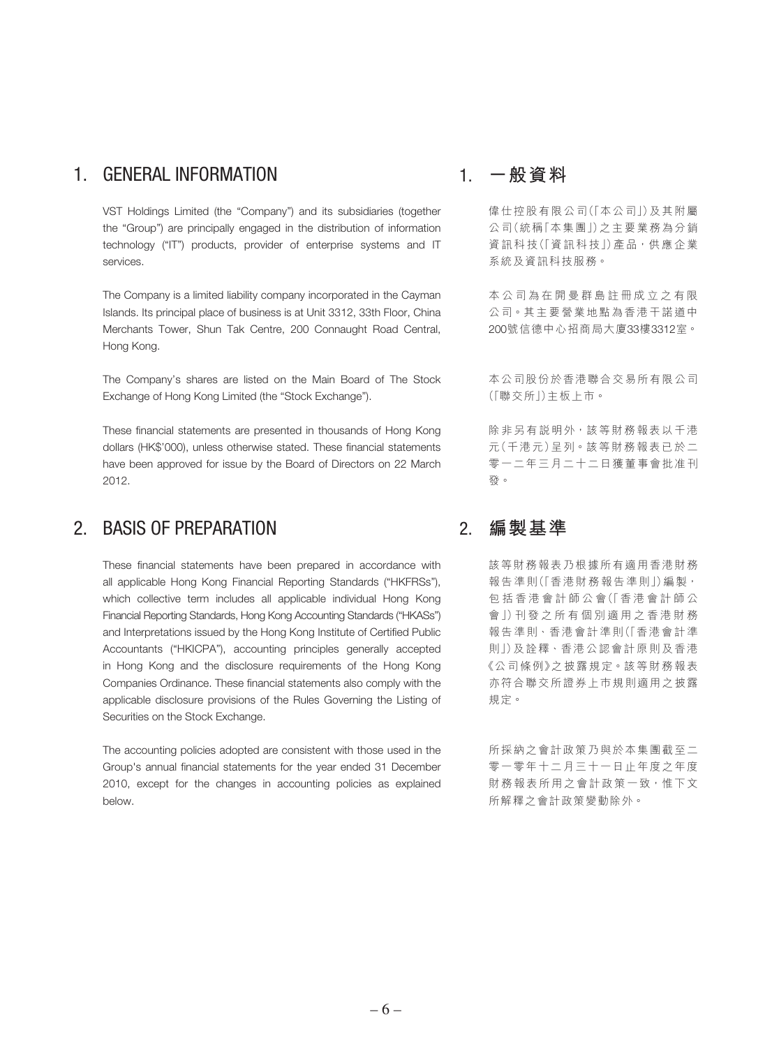## 1. GENERAL INFORMATION

VST Holdings Limited (the "Company") and its subsidiaries (together the "Group") are principally engaged in the distribution of information technology ("IT") products, provider of enterprise systems and IT services.

The Company is a limited liability company incorporated in the Cayman Islands. Its principal place of business is at Unit 3312, 33th Floor, China Merchants Tower, Shun Tak Centre, 200 Connaught Road Central, Hong Kong.

The Company's shares are listed on the Main Board of The Stock Exchange of Hong Kong Limited (the "Stock Exchange").

These financial statements are presented in thousands of Hong Kong dollars (HK$'000), unless otherwise stated. These financial statements have been approved for issue by the Board of Directors on 22 March 2012.

## 1. 一般資料

偉仕控股有限公司(「本公司」)及其附屬公司(統稱「本集團」)之主要業務為分銷資訊科技(「資訊科技」)產品，供應企業系統及資訊科技服務。

本公司為在開曼群島註冊成立之有限公司。其主要營業地點為香港干諾道中200號信德中心招商局大廈33樓3312室。

本公司股份於香港聯合交易所有限公司(「聯交所」)主板上市。

除非另有說明外，該等財務報表以千港元(千港元)呈列。該等財務報表已於二零一二年三月二十二日獲董事會批准刊發。

## 2. BASIS OF PREPARATION

These financial statements have been prepared in accordance with all applicable Hong Kong Financial Reporting Standards ("HKFRSs"), which collective term includes all applicable individual Hong Kong Financial Reporting Standards, Hong Kong Accounting Standards ("HKASs") and Interpretations issued by the Hong Kong Institute of Certified Public Accountants ("HKICPA"), accounting principles generally accepted in Hong Kong and the disclosure requirements of the Hong Kong Companies Ordinance. These financial statements also comply with the applicable disclosure provisions of the Rules Governing the Listing of Securities on the Stock Exchange.

The accounting policies adopted are consistent with those used in the Group's annual financial statements for the year ended 31 December 2010, except for the changes in accounting policies as explained below.

## 2. 編製基準

該等財務報表乃根據所有適用香港財務報告準則(「香港財務報告準則」)編製，包括香港會計師公會(「香港會計師公會」)刊發之所有個別適用之香港財務報告準則、香港會計準則(「香港會計準則」)及詮釋、香港公認會計原則及香港《公司條例》之披露規定。該等財務報表亦符合聯交所證券上市規則適用之披露規定。

所採納之會計政策乃與於本集團截至二零一零年十二月三十一日止年度之年度財務報表所用之會計政策一致，惟下文所解釋之會計政策變動除外。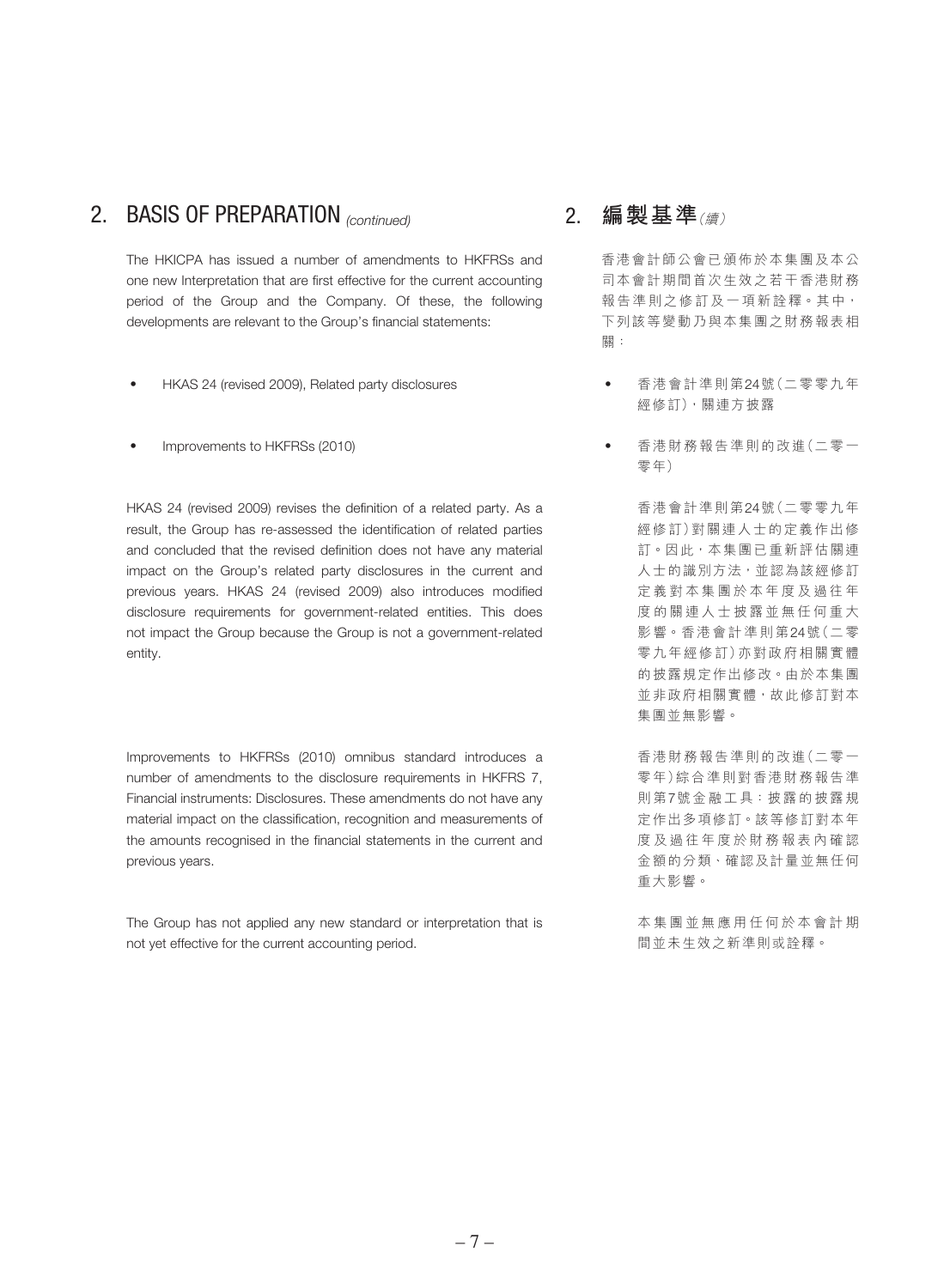## 2. BASIS OF PREPARATION *(continued)*

The HKICPA has issued a number of amendments to HKFRSs and one new Interpretation that are first effective for the current accounting period of the Group and the Company. Of these, the following developments are relevant to the Group's financial statements:

- HKAS 24 (revised 2009), Related party disclosures
- Improvements to HKFRSs (2010)

HKAS 24 (revised 2009) revises the definition of a related party. As a result, the Group has re-assessed the identification of related parties and concluded that the revised definition does not have any material impact on the Group's related party disclosures in the current and previous years. HKAS 24 (revised 2009) also introduces modified disclosure requirements for government-related entities. This does not impact the Group because the Group is not a government-related entity.

Improvements to HKFRSs (2010) omnibus standard introduces a number of amendments to the disclosure requirements in HKFRS 7, Financial instruments: Disclosures. These amendments do not have any material impact on the classification, recognition and measurements of the amounts recognised in the financial statements in the current and previous years.

The Group has not applied any new standard or interpretation that is not yet effective for the current accounting period.

## 2. 編製基準*（續）*

香港會計師公會已頒佈於本集團及本公司本會計期間首次生效之若干香港財務報告準則之修訂及一項新詮釋。其中，下列該等變動乃與本集團之財務報表相關：

- 香港會計準則第24號（二零零九年經修訂），關連方披露
- 香港財務報告準則的改進（二零一零年）

香港會計準則第24號（二零零九年經修訂）對關連人士的定義作出修訂。因此，本集團已重新評估關連人士的識別方法，並認為該經修訂定義對本集團於本年度及過往年度的關連人士披露並無任何重大影響。香港會計準則第24號（二零零九年經修訂）亦對政府相關實體的披露規定作出修改。由於本集團並非政府相關實體，故此修訂對本集團並無影響。

香港財務報告準則的改進（二零一零年）綜合準則對香港財務報告準則第7號金融工具：披露的披露規定作出多項修訂。該等修訂對本年度及過往年度於財務報表內確認金額的分類、確認及計量並無任何重大影響。

本集團並無應用任何於本會計期間並未生效之新準則或詮釋。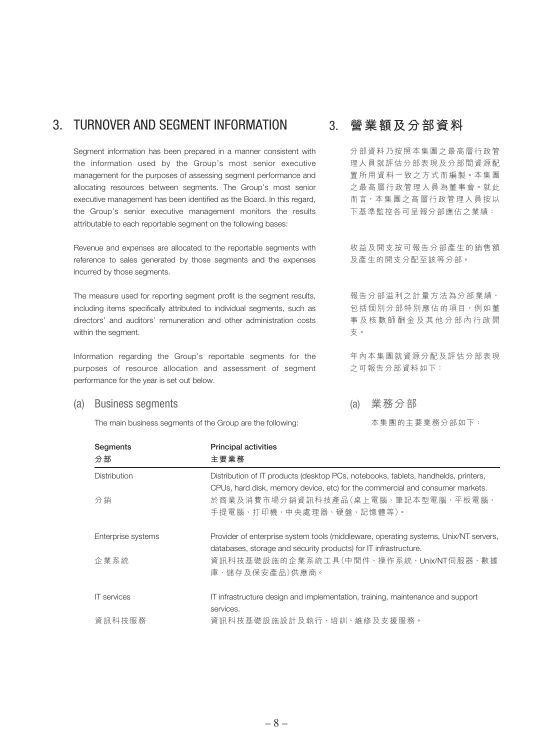## 3. TURNOVER AND SEGMENT INFORMATION

Segment information has been prepared in a manner consistent with the information used by the Group's most senior executive management for the purposes of assessing segment performance and allocating resources between segments. The Group's most senior executive management has been identified as the Board. In this regard, the Group's senior executive management monitors the results attributable to each reportable segment on the following bases:

Revenue and expenses are allocated to the reportable segments with reference to sales generated by those segments and the expenses incurred by those segments.

The measure used for reporting segment profit is the segment results, including items specifically attributed to individual segments, such as directors' and auditors' remuneration and other administration costs within the segment.

Information regarding the Group's reportable segments for the purposes of resource allocation and assessment of segment performance for the year is set out below.

## 3. 營業額及分部資料

分部資料乃按照本集團之最高層行政管理人員就評估分部表現及分部間資源配置所用資料一致之方式而編製。本集團之最高層行政管理人員為董事會。就此而言，本集團之高層行政管理人員按以下基準監控各可呈報分部應佔之業績：

收益及開支按可報告分部產生的銷售額及產生的開支分配至該等分部。

報告分部溢利之計量方法為分部業績，包括個別分部特別應佔的項目，例如董事及核數師酬金及其他分部內行政開支。

年內本集團就資源分配及評估分部表現之可報告分部資料如下：

### (a) Business segments

The main business segments of the Group are the following:

### (a) 業務分部

本集團的主要業務分部如下：

| Segments<br>分部 | Principal activities<br>主要業務 |
|---|---|
| Distribution<br>分銷 | Distribution of IT products (desktop PCs, notebooks, tablets, handhelds, printers, CPUs, hard disk, memory device, etc) for the commercial and consumer markets.<br>於商業及消費市場分銷資訊科技產品（桌上電腦、筆記本型電腦、平板電腦、手提電腦、打印機、中央處理器、硬盤、記憶體等）。 |
| Enterprise systems<br>企業系統 | Provider of enterprise system tools (middleware, operating systems, Unix/NT servers, databases, storage and security products) for IT infrastructure.<br>資訊科技基礎設施的企業系統工具（中間件、操作系統、Unix/NT伺服器、數據庫、儲存及保安產品）供應商。 |
| IT services<br>資訊科技服務 | IT infrastructure design and implementation, training, maintenance and support services.<br>資訊科技基礎設施設計及執行、培訓、維修及支援服務。 |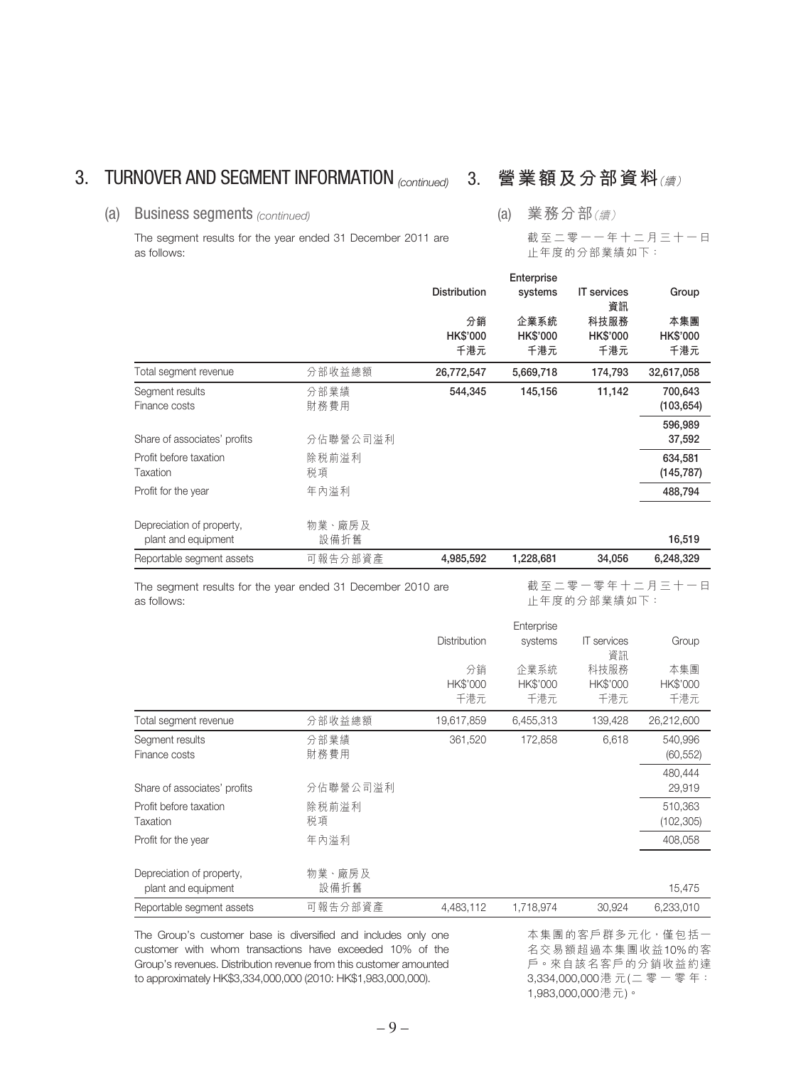# 3. TURNOVER AND SEGMENT INFORMATION *(continued)* 3. 營業額及分部資料*(續)*

## (a) Business segments *(continued)* (a) 業務分部*(續)*

The segment results for the year ended 31 December 2011 are as follows:

截至二零一一年十二月三十一日止年度的分部業績如下：

| | | Distribution 分銷 HK$'000 千港元 | Enterprise systems 企業系統 HK$'000 千港元 | IT services 資訊科技服務 HK$'000 千港元 | Group 本集團 HK$'000 千港元 |
|---|---|---|---|---|---|
| Total segment revenue | 分部收益總額 | **26,772,547** | **5,669,718** | **174,793** | **32,617,058** |
| Segment results | 分部業績 | **544,345** | **145,156** | **11,142** | **700,643** |
| Finance costs | 財務費用 | | | | **(103,654)** |
| | | | | | **596,989** |
| Share of associates' profits | 分佔聯營公司溢利 | | | | **37,592** |
| Profit before taxation | 除稅前溢利 | | | | **634,581** |
| Taxation | 稅項 | | | | **(145,787)** |
| Profit for the year | 年內溢利 | | | | **488,794** |
| Depreciation of property, plant and equipment | 物業、廠房及設備折舊 | | | | **16,519** |
| Reportable segment assets | 可報告分部資產 | **4,985,592** | **1,228,681** | **34,056** | **6,248,329** |

The segment results for the year ended 31 December 2010 are as follows:

截至二零一零年十二月三十一日止年度的分部業績如下：

| | | Distribution 分銷 HK$'000 千港元 | Enterprise systems 企業系統 HK$'000 千港元 | IT services 資訊科技服務 HK$'000 千港元 | Group 本集團 HK$'000 千港元 |
|---|---|---|---|---|---|
| Total segment revenue | 分部收益總額 | 19,617,859 | 6,455,313 | 139,428 | 26,212,600 |
| Segment results | 分部業績 | 361,520 | 172,858 | 6,618 | 540,996 |
| Finance costs | 財務費用 | | | | (60,552) |
| | | | | | 480,444 |
| Share of associates' profits | 分佔聯營公司溢利 | | | | 29,919 |
| Profit before taxation | 除稅前溢利 | | | | 510,363 |
| Taxation | 稅項 | | | | (102,305) |
| Profit for the year | 年內溢利 | | | | 408,058 |
| Depreciation of property, plant and equipment | 物業、廠房及設備折舊 | | | | 15,475 |
| Reportable segment assets | 可報告分部資產 | 4,483,112 | 1,718,974 | 30,924 | 6,233,010 |

The Group's customer base is diversified and includes only one customer with whom transactions have exceeded 10% of the Group's revenues. Distribution revenue from this customer amounted to approximately HK$3,334,000,000 (2010: HK$1,983,000,000).

本集團的客戶群多元化，僅包括一名交易額超過本集團收益10%的客戶。來自該名客戶的分銷收益約達3,334,000,000港元(二零一零年：1,983,000,000港元)。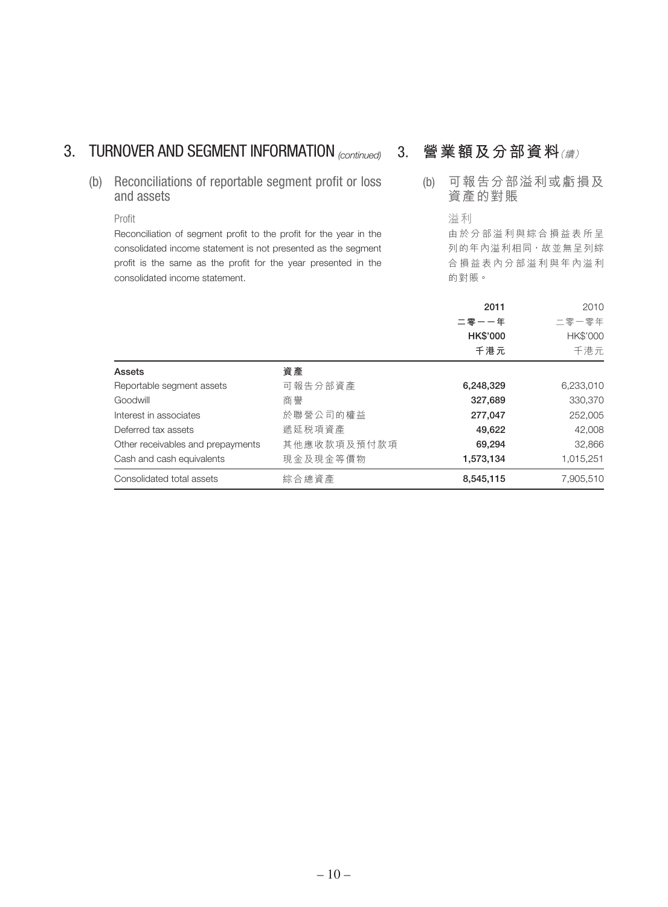## 3. TURNOVER AND SEGMENT INFORMATION *(continued)*

## 3. 營業額及分部資料*（續）*

### (b) Reconciliations of reportable segment profit or loss and assets

### (b) 可報告分部溢利或虧損及資產的對賬

Profit

Reconciliation of segment profit to the profit for the year in the consolidated income statement is not presented as the segment profit is the same as the profit for the year presented in the consolidated income statement.

溢利

由於分部溢利與綜合損益表所呈列的年內溢利相同，故並無呈列綜合損益表內分部溢利與年內溢利的對賬。

| | | **2011** | 2010 |
|---|---|---|---|
| | | **二零一一年** | 二零一零年 |
| | | **HK$'000** | HK$'000 |
| | | **千港元** | 千港元 |
| **Assets** | **資產** | | |
| Reportable segment assets | 可報告分部資產 | **6,248,329** | 6,233,010 |
| Goodwill | 商譽 | **327,689** | 330,370 |
| Interest in associates | 於聯營公司的權益 | **277,047** | 252,005 |
| Deferred tax assets | 遞延稅項資產 | **49,622** | 42,008 |
| Other receivables and prepayments | 其他應收款項及預付款項 | **69,294** | 32,866 |
| Cash and cash equivalents | 現金及現金等價物 | **1,573,134** | 1,015,251 |
| Consolidated total assets | 綜合總資產 | **8,545,115** | 7,905,510 |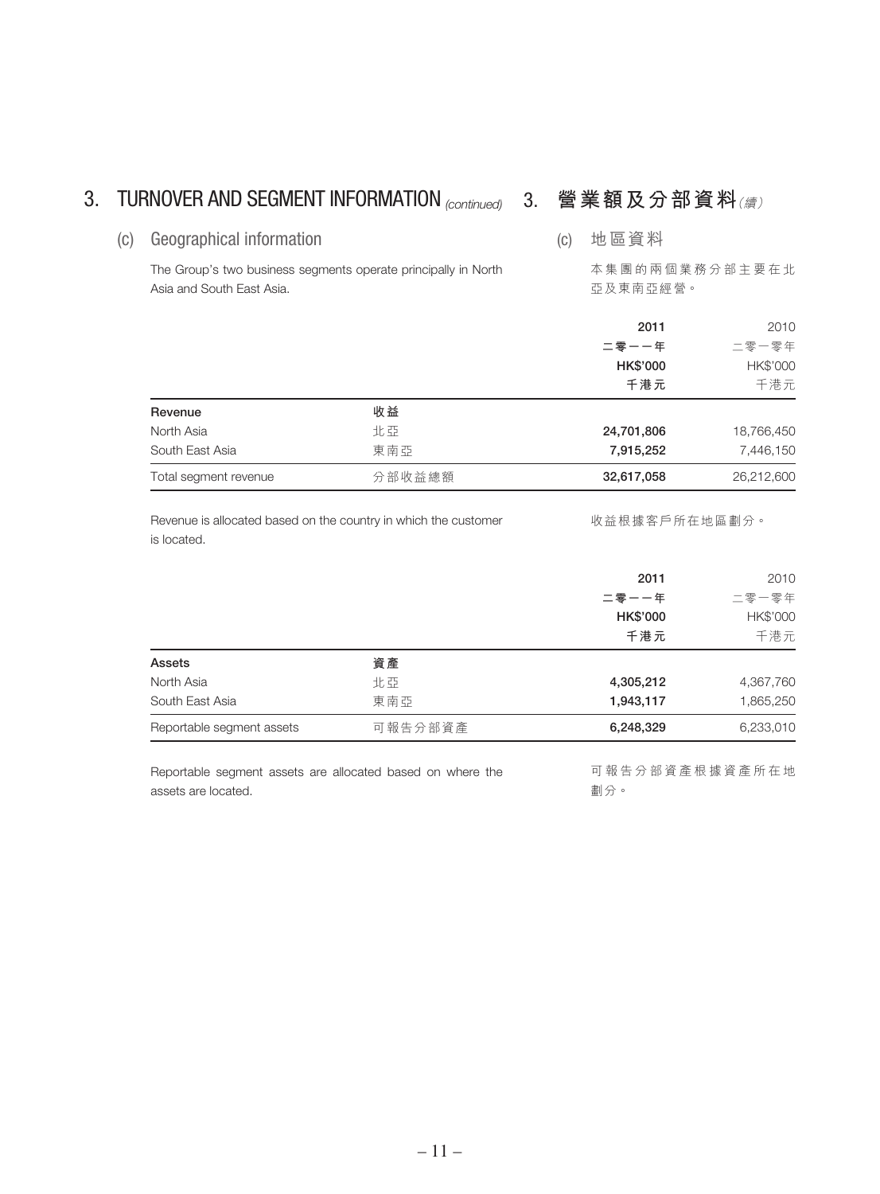## 3. TURNOVER AND SEGMENT INFORMATION *(continued)* 3. 營業額及分部資料*(續)*

### (c) Geographical information (c) 地區資料

The Group's two business segments operate principally in North Asia and South East Asia.

本集團的兩個業務分部主要在北亞及東南亞經營。

| | | 2011<br>二零一一年<br>HK$'000<br>千港元 | 2010<br>二零一零年<br>HK$'000<br>千港元 |
|---|---|---|---|
| **Revenue** | **收益** | | |
| North Asia | 北亞 | **24,701,806** | 18,766,450 |
| South East Asia | 東南亞 | **7,915,252** | 7,446,150 |
| Total segment revenue | 分部收益總額 | **32,617,058** | 26,212,600 |

Revenue is allocated based on the country in which the customer is located.

收益根據客戶所在地區劃分。

| | | 2011<br>二零一一年<br>HK$'000<br>千港元 | 2010<br>二零一零年<br>HK$'000<br>千港元 |
|---|---|---|---|
| **Assets** | **資產** | | |
| North Asia | 北亞 | **4,305,212** | 4,367,760 |
| South East Asia | 東南亞 | **1,943,117** | 1,865,250 |
| Reportable segment assets | 可報告分部資產 | **6,248,329** | 6,233,010 |

Reportable segment assets are allocated based on where the assets are located.

可報告分部資產根據資產所在地劃分。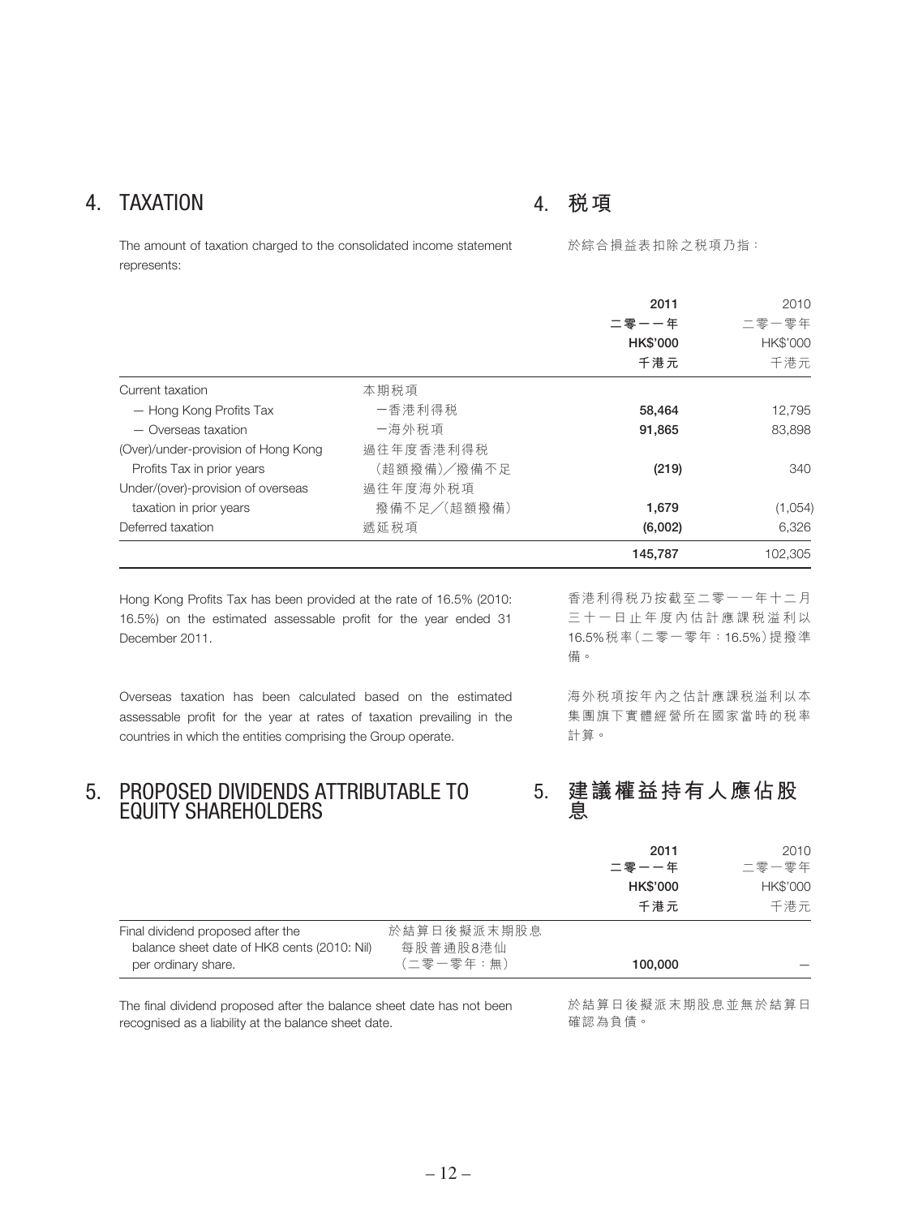## 4. TAXATION

## 4. 税項

The amount of taxation charged to the consolidated income statement represents:

於綜合損益表扣除之税項乃指：

| | | **2011**<br>**二零一一年**<br>**HK$'000**<br>**千港元** | 2010<br>二零一零年<br>HK$'000<br>千港元 |
|---|---|---|---|
| Current taxation | 本期税項 | | |
| — Hong Kong Profits Tax | —香港利得税 | **58,464** | 12,795 |
| — Overseas taxation | —海外税項 | **91,865** | 83,898 |
| (Over)/under-provision of Hong Kong Profits Tax in prior years | 過往年度香港利得税（超額撥備）╱撥備不足 | **(219)** | 340 |
| Under/(over)-provision of overseas taxation in prior years | 過往年度海外税項撥備不足╱（超額撥備） | **1,679** | (1,054) |
| Deferred taxation | 遞延税項 | **(6,002)** | 6,326 |
| | | **145,787** | 102,305 |

Hong Kong Profits Tax has been provided at the rate of 16.5% (2010: 16.5%) on the estimated assessable profit for the year ended 31 December 2011.

香港利得税乃按截至二零一一年十二月三十一日止年度內估計應課税溢利以16.5%税率（二零一零年：16.5%）提撥準備。

Overseas taxation has been calculated based on the estimated assessable profit for the year at rates of taxation prevailing in the countries in which the entities comprising the Group operate.

海外税項按年內之估計應課税溢利以本集團旗下實體經營所在國家當時的税率計算。

## 5. PROPOSED DIVIDENDS ATTRIBUTABLE TO EQUITY SHAREHOLDERS

## 5. 建議權益持有人應佔股息

| | | **2011**<br>**二零一一年**<br>**HK$'000**<br>**千港元** | 2010<br>二零一零年<br>HK$'000<br>千港元 |
|---|---|---|---|
| Final dividend proposed after the balance sheet date of HK8 cents (2010: Nil) per ordinary share. | 於結算日後擬派末期股息每股普通股8港仙（二零一零年：無） | **100,000** | — |

The final dividend proposed after the balance sheet date has not been recognised as a liability at the balance sheet date.

於結算日後擬派末期股息並無於結算日確認為負債。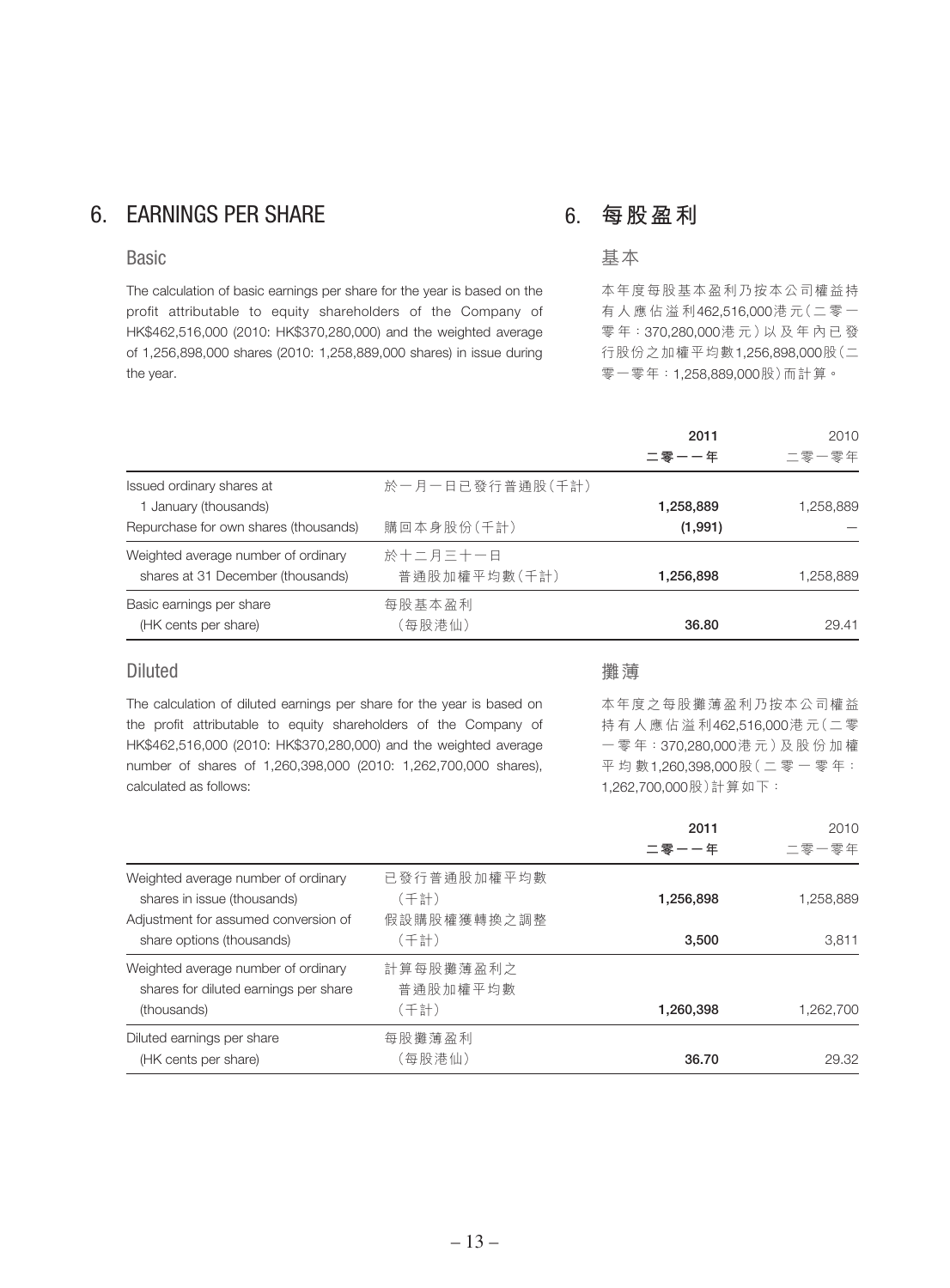## 6. EARNINGS PER SHARE

## 6. 每股盈利

### Basic

The calculation of basic earnings per share for the year is based on the profit attributable to equity shareholders of the Company of HK$462,516,000 (2010: HK$370,280,000) and the weighted average of 1,256,898,000 shares (2010: 1,258,889,000 shares) in issue during the year.

### 基本

本年度每股基本盈利乃按本公司權益持有人應佔溢利462,516,000港元(二零一零年:370,280,000港元)以及年內已發行股份之加權平均數1,256,898,000股(二零一零年:1,258,889,000股)而計算。

| | | 2011<br>二零一一年 | 2010<br>二零一零年 |
|---|---|---|---|
| Issued ordinary shares at 1 January (thousands) | 於一月一日已發行普通股(千計) | **1,258,889** | 1,258,889 |
| Repurchase for own shares (thousands) | 購回本身股份(千計) | **(1,991)** | — |
| Weighted average number of ordinary shares at 31 December (thousands) | 於十二月三十一日普通股加權平均數(千計) | **1,256,898** | 1,258,889 |
| Basic earnings per share (HK cents per share) | 每股基本盈利(每股港仙) | **36.80** | 29.41 |

### Diluted

The calculation of diluted earnings per share for the year is based on the profit attributable to equity shareholders of the Company of HK$462,516,000 (2010: HK$370,280,000) and the weighted average number of shares of 1,260,398,000 (2010: 1,262,700,000 shares), calculated as follows:

### 攤薄

本年度之每股攤薄盈利乃按本公司權益持有人應佔溢利462,516,000港元(二零一零年:370,280,000港元)及股份加權平均數1,260,398,000股(二零一零年:1,262,700,000股)計算如下:

| | | 2011<br>二零一一年 | 2010<br>二零一零年 |
|---|---|---|---|
| Weighted average number of ordinary shares in issue (thousands) | 已發行普通股加權平均數(千計) | **1,256,898** | 1,258,889 |
| Adjustment for assumed conversion of share options (thousands) | 假設購股權獲轉換之調整(千計) | **3,500** | 3,811 |
| Weighted average number of ordinary shares for diluted earnings per share (thousands) | 計算每股攤薄盈利之普通股加權平均數(千計) | **1,260,398** | 1,262,700 |
| Diluted earnings per share (HK cents per share) | 每股攤薄盈利(每股港仙) | **36.70** | 29.32 |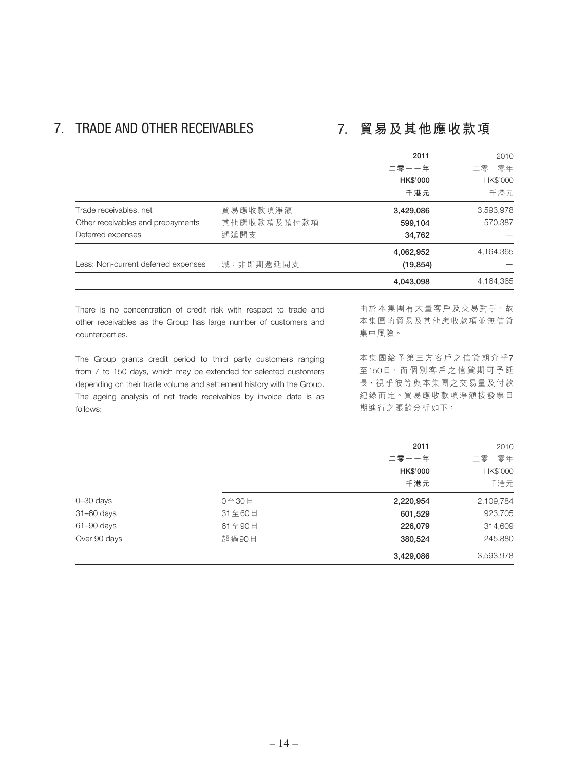## 7. TRADE AND OTHER RECEIVABLES

## 7. 貿易及其他應收款項

| | | 2011<br>二零一一年<br>HK$'000<br>千港元 | 2010<br>二零一零年<br>HK$'000<br>千港元 |
|---|---|---|---|
| Trade receivables, net | 貿易應收款項淨額 | **3,429,086** | 3,593,978 |
| Other receivables and prepayments | 其他應收款項及預付款項 | **599,104** | 570,387 |
| Deferred expenses | 遞延開支 | **34,762** | — |
| | | **4,062,952** | 4,164,365 |
| Less: Non-current deferred expenses | 減：非即期遞延開支 | **(19,854)** | — |
| | | **4,043,098** | 4,164,365 |

There is no concentration of credit risk with respect to trade and other receivables as the Group has large number of customers and counterparties.

由於本集團有大量客戶及交易對手，故本集團的貿易及其他應收款項並無信貸集中風險。

The Group grants credit period to third party customers ranging from 7 to 150 days, which may be extended for selected customers depending on their trade volume and settlement history with the Group. The ageing analysis of net trade receivables by invoice date is as follows:

本集團給予第三方客戶之信貸期介乎7至150日，而個別客戶之信貸期可予延長，視乎彼等與本集團之交易量及付款紀錄而定。貿易應收款項淨額按發票日期進行之賬齡分析如下：

| | | 2011<br>二零一一年<br>HK$'000<br>千港元 | 2010<br>二零一零年<br>HK$'000<br>千港元 |
|---|---|---|---|
| 0–30 days | 0至30日 | **2,220,954** | 2,109,784 |
| 31–60 days | 31至60日 | **601,529** | 923,705 |
| 61–90 days | 61至90日 | **226,079** | 314,609 |
| Over 90 days | 超過90日 | **380,524** | 245,880 |
| | | **3,429,086** | 3,593,978 |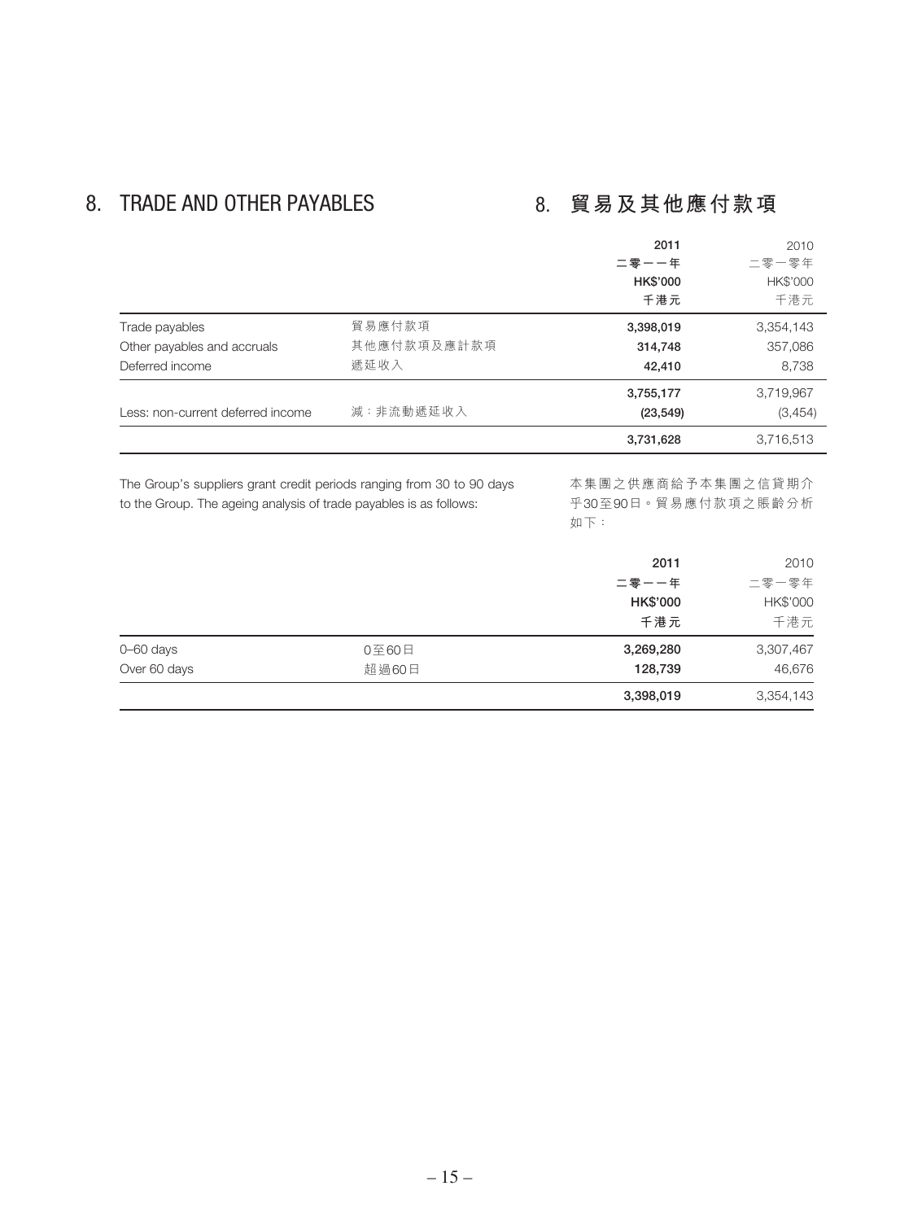## 8. TRADE AND OTHER PAYABLES

## 8. 貿易及其他應付款項

| | | 2011<br>二零一一年<br>HK$'000<br>千港元 | 2010<br>二零一零年<br>HK$'000<br>千港元 |
|---|---|---|---|
| Trade payables | 貿易應付款項 | **3,398,019** | 3,354,143 |
| Other payables and accruals | 其他應付款項及應計款項 | **314,748** | 357,086 |
| Deferred income | 遞延收入 | **42,410** | 8,738 |
| | | **3,755,177** | 3,719,967 |
| Less: non-current deferred income | 減：非流動遞延收入 | **(23,549)** | (3,454) |
| | | **3,731,628** | 3,716,513 |

The Group's suppliers grant credit periods ranging from 30 to 90 days to the Group. The ageing analysis of trade payables is as follows:

本集團之供應商給予本集團之信貸期介乎30至90日。貿易應付款項之賬齡分析如下：

| | | 2011<br>二零一一年<br>HK$'000<br>千港元 | 2010<br>二零一零年<br>HK$'000<br>千港元 |
|---|---|---|---|
| 0–60 days | 0至60日 | **3,269,280** | 3,307,467 |
| Over 60 days | 超過60日 | **128,739** | 46,676 |
| | | **3,398,019** | 3,354,143 |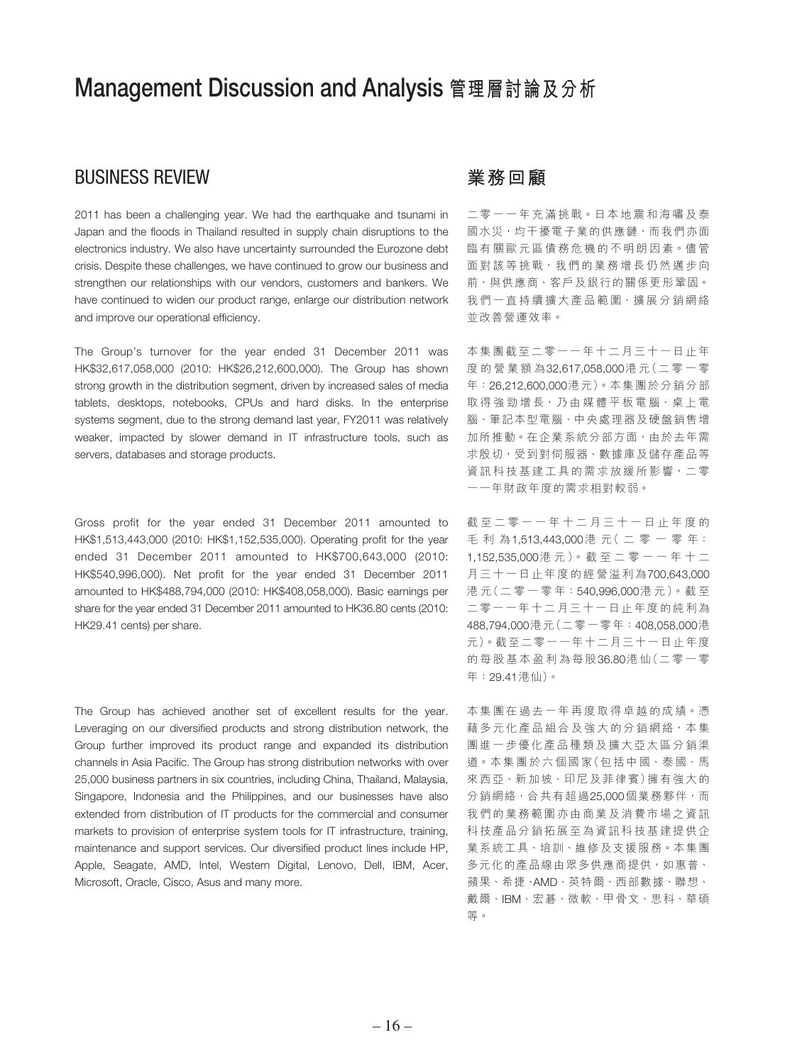# Management Discussion and Analysis 管理層討論及分析

## BUSINESS REVIEW

2011 has been a challenging year. We had the earthquake and tsunami in Japan and the floods in Thailand resulted in supply chain disruptions to the electronics industry. We also have uncertainty surrounded the Eurozone debt crisis. Despite these challenges, we have continued to grow our business and strengthen our relationships with our vendors, customers and bankers. We have continued to widen our product range, enlarge our distribution network and improve our operational efficiency.

The Group's turnover for the year ended 31 December 2011 was HK$32,617,058,000 (2010: HK$26,212,600,000). The Group has shown strong growth in the distribution segment, driven by increased sales of media tablets, desktops, notebooks, CPUs and hard disks. In the enterprise systems segment, due to the strong demand last year, FY2011 was relatively weaker, impacted by slower demand in IT infrastructure tools, such as servers, databases and storage products.

Gross profit for the year ended 31 December 2011 amounted to HK$1,513,443,000 (2010: HK$1,152,535,000). Operating profit for the year ended 31 December 2011 amounted to HK$700,643,000 (2010: HK$540,996,000). Net profit for the year ended 31 December 2011 amounted to HK$488,794,000 (2010: HK$408,058,000). Basic earnings per share for the year ended 31 December 2011 amounted to HK36.80 cents (2010: HK29.41 cents) per share.

The Group has achieved another set of excellent results for the year. Leveraging on our diversified products and strong distribution network, the Group further improved its product range and expanded its distribution channels in Asia Pacific. The Group has strong distribution networks with over 25,000 business partners in six countries, including China, Thailand, Malaysia, Singapore, Indonesia and the Philippines, and our businesses have also extended from distribution of IT products for the commercial and consumer markets to provision of enterprise system tools for IT infrastructure, training, maintenance and support services. Our diversified product lines include HP, Apple, Seagate, AMD, Intel, Western Digital, Lenovo, Dell, IBM, Acer, Microsoft, Oracle, Cisco, Asus and many more.

## 業務回顧

二零一一年充滿挑戰。日本地震和海嘯及泰國水災，均干擾電子業的供應鏈，而我們亦面臨有關歐元區債務危機的不明朗因素。儘管面對該等挑戰，我們的業務增長仍然邁步向前，與供應商、客戶及銀行的關係更形鞏固。我們一直持續擴大產品範圍、擴展分銷網絡並改善營運效率。

本集團截至二零一一年十二月三十一日止年度的營業額為32,617,058,000港元（二零一零年：26,212,600,000港元）。本集團於分銷分部取得強勁增長，乃由媒體平板電腦、桌上電腦、筆記本型電腦、中央處理器及硬盤銷售增加所推動。在企業系統分部方面，由於去年需求殷切，受到對伺服器、數據庫及儲存產品等資訊科技基建工具的需求放緩所影響，二零一一年財政年度的需求相對較弱。

截至二零一一年十二月三十一日止年度的毛利為1,513,443,000港元（二零一零年：1,152,535,000港元）。截至二零一一年十二月三十一日止年度的經營溢利為700,643,000港元（二零一零年：540,996,000港元）。截至二零一一年十二月三十一日止年度的純利為488,794,000港元（二零一零年：408,058,000港元）。截至二零一一年十二月三十一日止年度的每股基本盈利為每股36.80港仙（二零一零年：29.41港仙）。

本集團在過去一年再度取得卓越的成績。憑藉多元化產品組合及強大的分銷網絡，本集團進一步優化產品種類及擴大亞太區分銷渠道。本集團於六個國家（包括中國、泰國、馬來西亞、新加坡、印尼及菲律賓）擁有強大的分銷網絡，合共有超過25,000個業務夥伴，而我們的業務範圍亦由商業及消費市場之資訊科技產品分銷拓展至為資訊科技基建提供企業系統工具、培訓、維修及支援服務。本集團多元化的產品線由眾多供應商提供，如惠普、蘋果、希捷、AMD、英特爾、西部數據、聯想、戴爾、IBM、宏碁、微軟、甲骨文、思科、華碩等。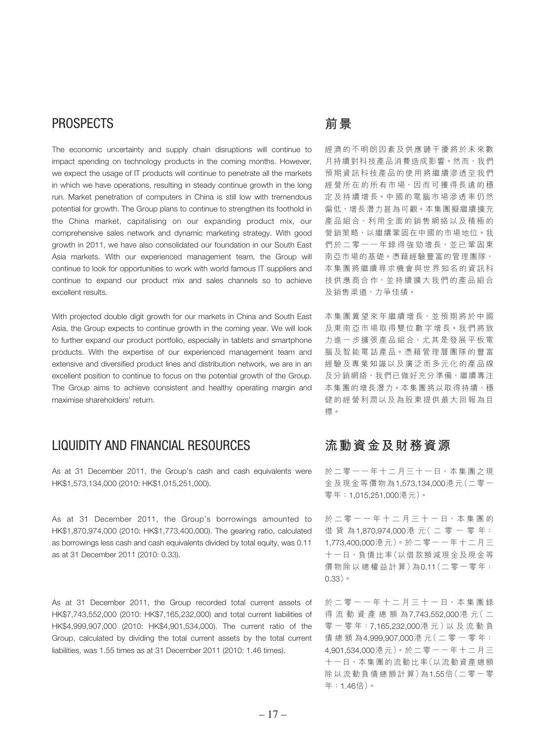## PROSPECTS

The economic uncertainty and supply chain disruptions will continue to impact spending on technology products in the coming months. However, we expect the usage of IT products will continue to penetrate all the markets in which we have operations, resulting in steady continue growth in the long run. Market penetration of computers in China is still low with tremendous potential for growth. The Group plans to continue to strengthen its foothold in the China market, capitalising on our expanding product mix, our comprehensive sales network and dynamic marketing strategy. With good growth in 2011, we have also consolidated our foundation in our South East Asia markets. With our experienced management team, the Group will continue to look for opportunities to work with world famous IT suppliers and continue to expand our product mix and sales channels so to achieve excellent results.

With projected double digit growth for our markets in China and South East Asia, the Group expects to continue growth in the coming year. We will look to further expand our product portfolio, especially in tablets and smartphone products. With the expertise of our experienced management team and extensive and diversified product lines and distribution network, we are in an excellent position to continue to focus on the potential growth of the Group. The Group aims to achieve consistent and healthy operating margin and maximise shareholders' return.

## 前景

經濟的不明朗因素及供應鏈干擾將於未來數月持續對科技產品消費造成影響。然而，我們預期資訊科技產品的使用將繼續滲透至我們經營所在的所有市場，因而可獲得長遠的穩定及持續增長。中國的電腦市場滲透率仍然偏低，增長潛力甚為可觀。本集團擬繼續擴充產品組合、利用全面的銷售網絡以及積極的營銷策略，以繼續鞏固在中國的市場地位。我們於二零一一年錄得強勁增長，並已鞏固東南亞市場的基礎。憑藉經驗豐富的管理團隊，本集團將繼續尋求機會與世界知名的資訊科技供應商合作，並持續擴大我們的產品組合及銷售渠道，力爭佳績。

本集團冀望來年繼續增長，並預期將於中國及東南亞市場取得雙位數字增長。我們將致力進一步擴張產品組合，尤其是發展平板電腦及智能電話產品。憑藉管理層團隊的豐富經驗及專業知識以及廣泛而多元化的產品線及分銷網絡，我們已做好充分準備，繼續專注本集團的增長潛力。本集團將以取得持續、穩健的經營利潤以及為股東提供最大回報為目標。

## LIQUIDITY AND FINANCIAL RESOURCES

As at 31 December 2011, the Group's cash and cash equivalents were HK$1,573,134,000 (2010: HK$1,015,251,000).

As at 31 December 2011, the Group's borrowings amounted to HK$1,870,974,000 (2010: HK$1,773,400,000). The gearing ratio, calculated as borrowings less cash and cash equivalents divided by total equity, was 0.11 as at 31 December 2011 (2010: 0.33).

As at 31 December 2011, the Group recorded total current assets of HK$7,743,552,000 (2010: HK$7,165,232,000) and total current liabilities of HK$4,999,907,000 (2010: HK$4,901,534,000). The current ratio of the Group, calculated by dividing the total current assets by the total current liabilities, was 1.55 times as at 31 December 2011 (2010: 1.46 times).

## 流動資金及財務資源

於二零一一年十二月三十一日，本集團之現金及現金等價物為1,573,134,000港元（二零一零年：1,015,251,000港元）。

於二零一一年十二月三十一日，本集團的借貸為1,870,974,000港元（二零一零年：1,773,400,000港元）。於二零一一年十二月三十一日，負債比率（以借款額減現金及現金等價物除以總權益計算）為0.11（二零一零年：0.33）。

於二零一一年十二月三十一日，本集團錄得流動資產總額為7,743,552,000港元（二零一零年：7,165,232,000港元）以及流動負債總額為4,999,907,000港元（二零一零年：4,901,534,000港元）。於二零一一年十二月三十一日，本集團的流動比率（以流動資產總額除以流動負債總額計算）為1.55倍（二零一零年：1.46倍）。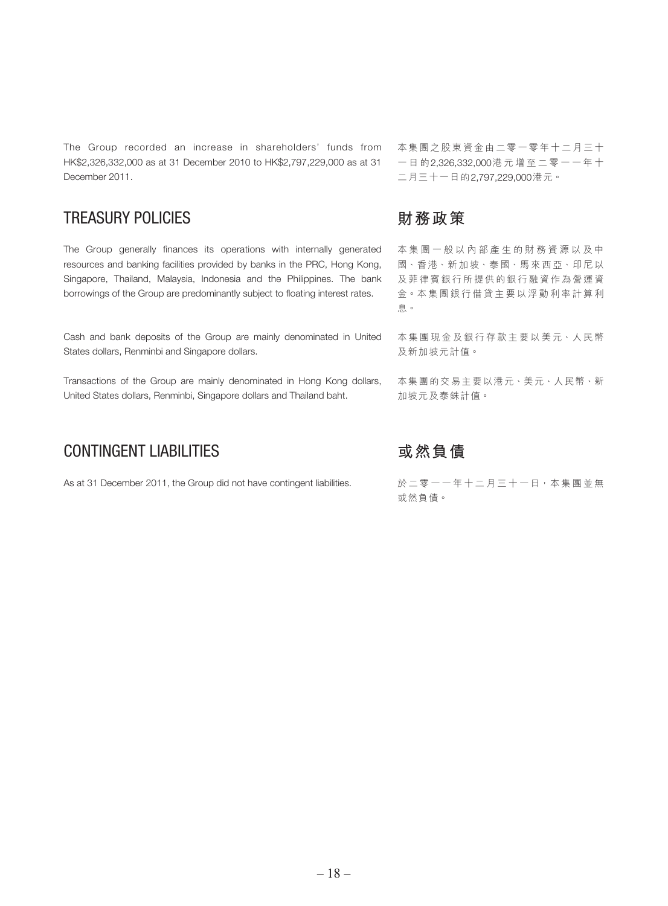The Group recorded an increase in shareholders' funds from HK$2,326,332,000 as at 31 December 2010 to HK$2,797,229,000 as at 31 December 2011.

本集團之股東資金由二零一零年十二月三十一日的2,326,332,000港元增至二零一一年十二月三十一日的2,797,229,000港元。

## TREASURY POLICIES

## 財務政策

The Group generally finances its operations with internally generated resources and banking facilities provided by banks in the PRC, Hong Kong, Singapore, Thailand, Malaysia, Indonesia and the Philippines. The bank borrowings of the Group are predominantly subject to floating interest rates.

本集團一般以內部產生的財務資源以及中國、香港、新加坡、泰國、馬來西亞、印尼以及菲律賓銀行所提供的銀行融資作為營運資金。本集團銀行借貸主要以浮動利率計算利息。

Cash and bank deposits of the Group are mainly denominated in United States dollars, Renminbi and Singapore dollars.

本集團現金及銀行存款主要以美元、人民幣及新加坡元計值。

Transactions of the Group are mainly denominated in Hong Kong dollars, United States dollars, Renminbi, Singapore dollars and Thailand baht.

本集團的交易主要以港元、美元、人民幣、新加坡元及泰銖計值。

## CONTINGENT LIABILITIES

## 或然負債

As at 31 December 2011, the Group did not have contingent liabilities.

於二零一一年十二月三十一日，本集團並無或然負債。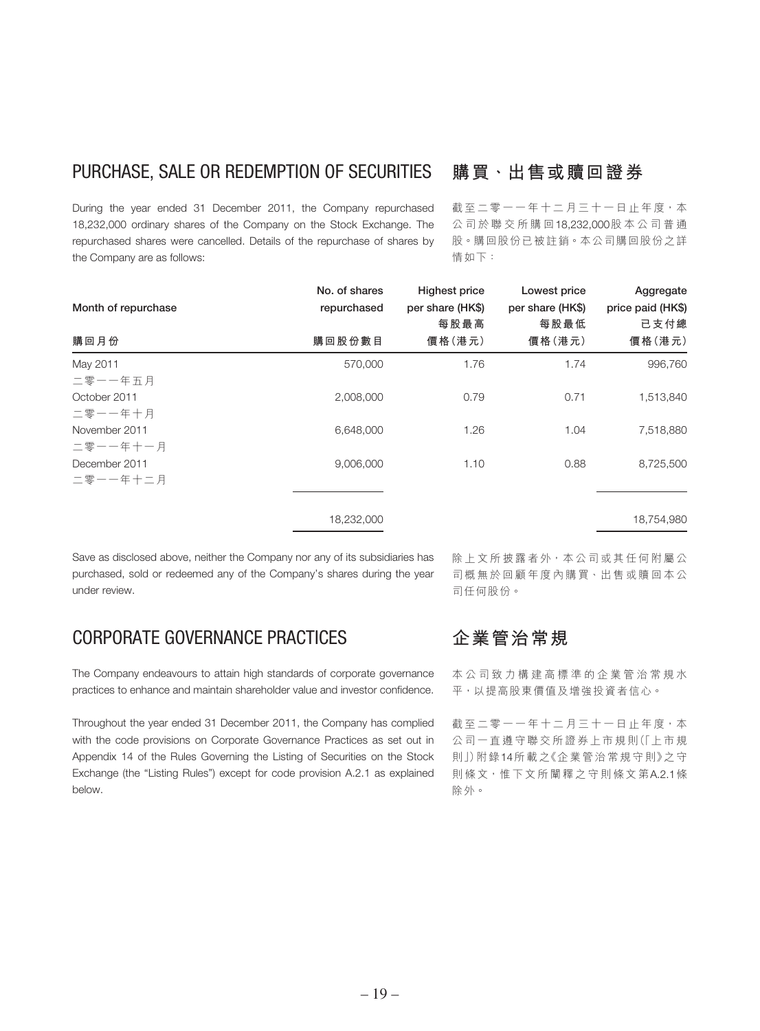## PURCHASE, SALE OR REDEMPTION OF SECURITIES 購買、出售或贖回證券

During the year ended 31 December 2011, the Company repurchased 18,232,000 ordinary shares of the Company on the Stock Exchange. The repurchased shares were cancelled. Details of the repurchase of shares by the Company are as follows:

截至二零一一年十二月三十一日止年度，本公司於聯交所購回18,232,000股本公司普通股。購回股份已被註銷。本公司購回股份之詳情如下：

| Month of repurchase<br>購回月份 | No. of shares repurchased<br>購回股份數目 | Highest price per share (HK$)<br>每股最高價格(港元) | Lowest price per share (HK$)<br>每股最低價格(港元) | Aggregate price paid (HK$)<br>已支付總價格(港元) |
|---|---:|---:|---:|---:|
| May 2011<br>二零一一年五月 | 570,000 | 1.76 | 1.74 | 996,760 |
| October 2011<br>二零一一年十月 | 2,008,000 | 0.79 | 0.71 | 1,513,840 |
| November 2011<br>二零一一年十一月 | 6,648,000 | 1.26 | 1.04 | 7,518,880 |
| December 2011<br>二零一一年十二月 | 9,006,000 | 1.10 | 0.88 | 8,725,500 |
| | 18,232,000 | | | 18,754,980 |

Save as disclosed above, neither the Company nor any of its subsidiaries has purchased, sold or redeemed any of the Company's shares during the year under review.

除上文所披露者外，本公司或其任何附屬公司概無於回顧年度內購買、出售或贖回本公司任何股份。

## CORPORATE GOVERNANCE PRACTICES 企業管治常規

The Company endeavours to attain high standards of corporate governance practices to enhance and maintain shareholder value and investor confidence.

本公司致力構建高標準的企業管治常規水平，以提高股東價值及增強投資者信心。

Throughout the year ended 31 December 2011, the Company has complied with the code provisions on Corporate Governance Practices as set out in Appendix 14 of the Rules Governing the Listing of Securities on the Stock Exchange (the "Listing Rules") except for code provision A.2.1 as explained below.

截至二零一一年十二月三十一日止年度，本公司一直遵守聯交所證券上市規則(「上市規則」)附錄14所載之《企業管治常規守則》之守則條文，惟下文所闡釋之守則條文第A.2.1條除外。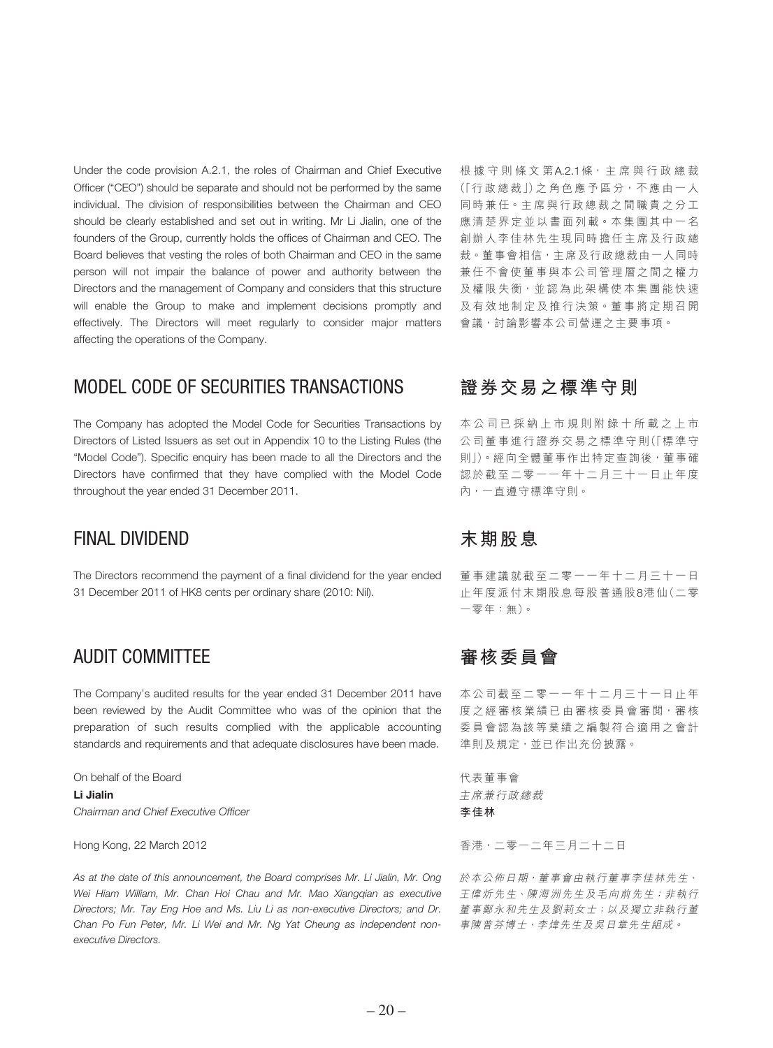Under the code provision A.2.1, the roles of Chairman and Chief Executive Officer ("CEO") should be separate and should not be performed by the same individual. The division of responsibilities between the Chairman and CEO should be clearly established and set out in writing. Mr Li Jialin, one of the founders of the Group, currently holds the offices of Chairman and CEO. The Board believes that vesting the roles of both Chairman and CEO in the same person will not impair the balance of power and authority between the Directors and the management of Company and considers that this structure will enable the Group to make and implement decisions promptly and effectively. The Directors will meet regularly to consider major matters affecting the operations of the Company.

根據守則條文第A.2.1條，主席與行政總裁(「行政總裁」)之角色應予區分，不應由一人同時兼任。主席與行政總裁之間職責之分工應清楚界定並以書面列載。本集團其中一名創辦人李佳林先生現同時擔任主席及行政總裁。董事會相信，主席及行政總裁由一人同時兼任不會使董事與本公司管理層之間之權力及權限失衡，並認為此架構使本集團能快速及有效地制定及推行決策。董事將定期召開會議，討論影響本公司營運之主要事項。

## MODEL CODE OF SECURITIES TRANSACTIONS

## 證券交易之標準守則

The Company has adopted the Model Code for Securities Transactions by Directors of Listed Issuers as set out in Appendix 10 to the Listing Rules (the "Model Code"). Specific enquiry has been made to all the Directors and the Directors have confirmed that they have complied with the Model Code throughout the year ended 31 December 2011.

本公司已採納上市規則附錄十所載之上市公司董事進行證券交易之標準守則(「標準守則」)。經向全體董事作出特定查詢後，董事確認於截至二零一一年十二月三十一日止年度內，一直遵守標準守則。

## FINAL DIVIDEND

## 末期股息

The Directors recommend the payment of a final dividend for the year ended 31 December 2011 of HK8 cents per ordinary share (2010: Nil).

董事建議就截至二零一一年十二月三十一日止年度派付末期股息每股普通股8港仙(二零一零年：無)。

## AUDIT COMMITTEE

## 審核委員會

The Company's audited results for the year ended 31 December 2011 have been reviewed by the Audit Committee who was of the opinion that the preparation of such results complied with the applicable accounting standards and requirements and that adequate disclosures have been made.

本公司截至二零一一年十二月三十一日止年度之經審核業績已由審核委員會審閱，審核委員會認為該等業績之編製符合適用之會計準則及規定，並已作出充份披露。

On behalf of the Board
**Li Jialin**
*Chairman and Chief Executive Officer*

代表董事會
*主席兼行政總裁*
**李佳林**

Hong Kong, 22 March 2012

香港，二零一二年三月二十二日

*As at the date of this announcement, the Board comprises Mr. Li Jialin, Mr. Ong Wei Hiam William, Mr. Chan Hoi Chau and Mr. Mao Xiangqian as executive Directors; Mr. Tay Eng Hoe and Ms. Liu Li as non-executive Directors; and Dr. Chan Po Fun Peter, Mr. Li Wei and Mr. Ng Yat Cheung as independent non-executive Directors.*

*於本公佈日期，董事會由執行董事李佳林先生、王偉炘先生、陳海洲先生及毛向前先生；非執行董事鄭永和先生及劉莉女士；以及獨立非執行董事陳普芬博士、李煒先生及吳日章先生組成。*